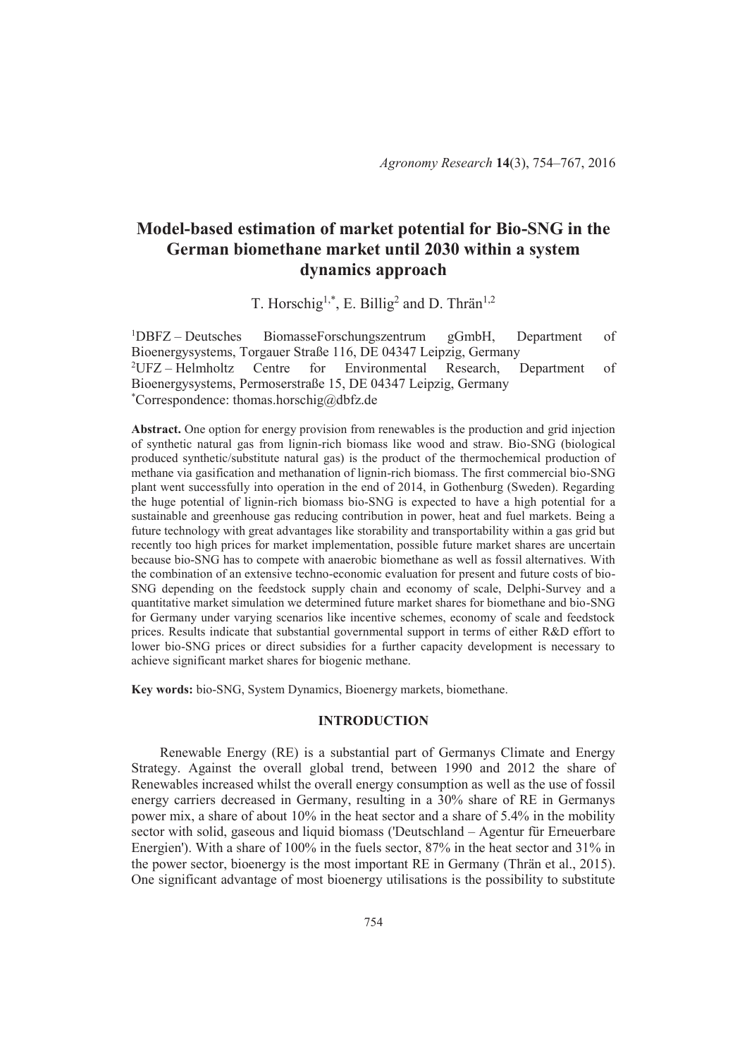# Model-based estimation of market potential for Bio-SNG in the German biomethane market until 2030 within a system dynamics approach

T. Horschig[1,*], E. Billig[2] and D. Thrän[1,2]

[1]DBFZ – Deutsches BiomasseForschungszentrum gGmbH, Department of Bioenergysystems, Torgauer Straße 116, DE 04347 Leipzig, Germany
[2]UFZ – Helmholtz Centre for Environmental Research, Department of Bioenergysystems, Permoserstraße 15, DE 04347 Leipzig, Germany
[*]Correspondence: thomas.horschig@dbfz.de

**Abstract.** One option for energy provision from renewables is the production and grid injection of synthetic natural gas from lignin-rich biomass like wood and straw. Bio-SNG (biological produced synthetic/substitute natural gas) is the product of the thermochemical production of methane via gasification and methanation of lignin-rich biomass. The first commercial bio-SNG plant went successfully into operation in the end of 2014, in Gothenburg (Sweden). Regarding the huge potential of lignin-rich biomass bio-SNG is expected to have a high potential for a sustainable and greenhouse gas reducing contribution in power, heat and fuel markets. Being a future technology with great advantages like storability and transportability within a gas grid but recently too high prices for market implementation, possible future market shares are uncertain because bio-SNG has to compete with anaerobic biomethane as well as fossil alternatives. With the combination of an extensive techno-economic evaluation for present and future costs of bio-SNG depending on the feedstock supply chain and economy of scale, Delphi-Survey and a quantitative market simulation we determined future market shares for biomethane and bio-SNG for Germany under varying scenarios like incentive schemes, economy of scale and feedstock prices. Results indicate that substantial governmental support in terms of either R&D effort to lower bio-SNG prices or direct subsidies for a further capacity development is necessary to achieve significant market shares for biogenic methane.

**Key words:** bio-SNG, System Dynamics, Bioenergy markets, biomethane.

## INTRODUCTION

Renewable Energy (RE) is a substantial part of Germanys Climate and Energy Strategy. Against the overall global trend, between 1990 and 2012 the share of Renewables increased whilst the overall energy consumption as well as the use of fossil energy carriers decreased in Germany, resulting in a 30% share of RE in Germanys power mix, a share of about 10% in the heat sector and a share of 5.4% in the mobility sector with solid, gaseous and liquid biomass ('Deutschland – Agentur für Erneuerbare Energien'). With a share of 100% in the fuels sector, 87% in the heat sector and 31% in the power sector, bioenergy is the most important RE in Germany (Thrän et al., 2015). One significant advantage of most bioenergy utilisations is the possibility to substitute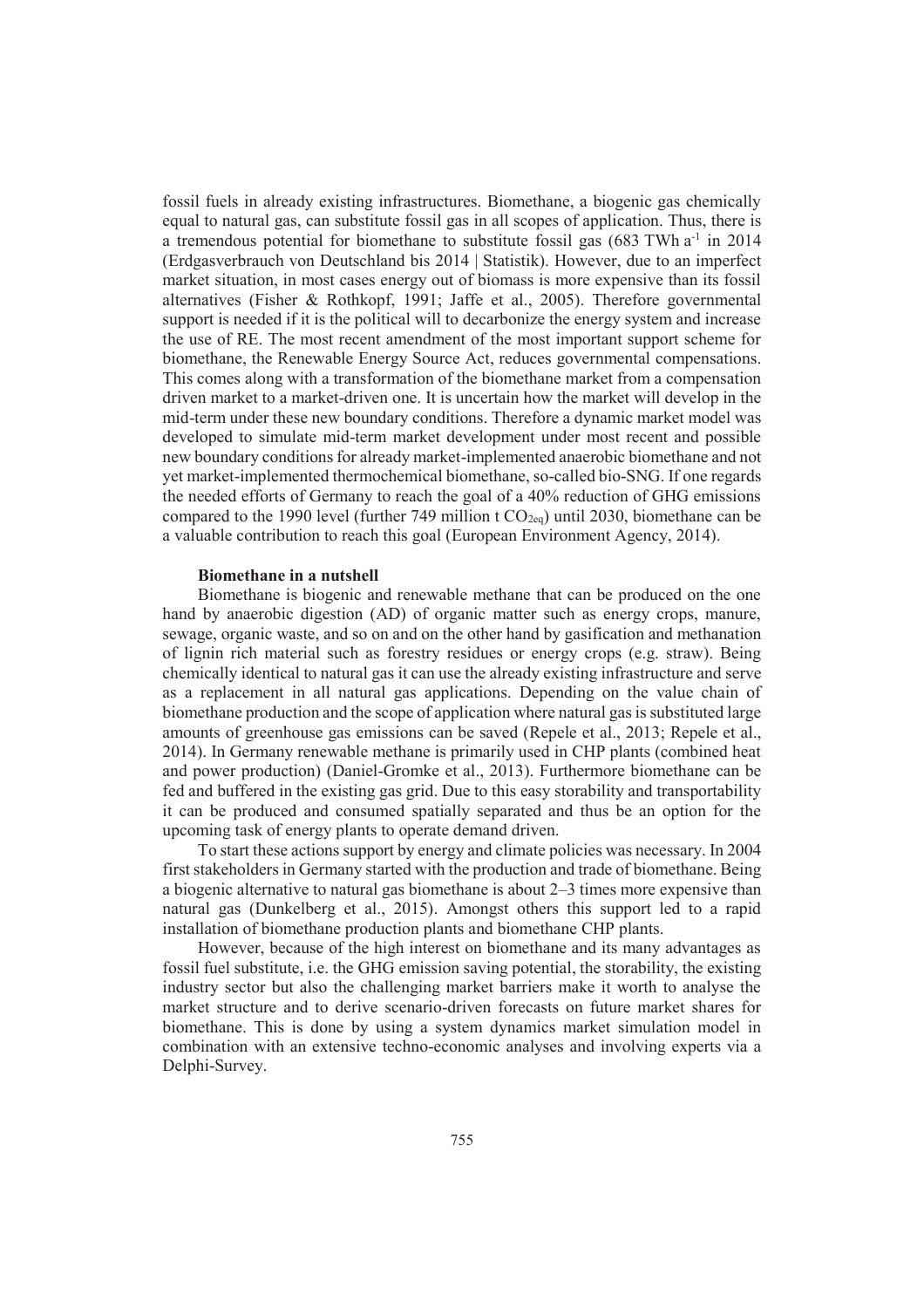fossil fuels in already existing infrastructures. Biomethane, a biogenic gas chemically equal to natural gas, can substitute fossil gas in all scopes of application. Thus, there is a tremendous potential for biomethane to substitute fossil gas (683 TWh $a^{-1}$ in 2014 (Erdgasverbrauch von Deutschland bis 2014 | Statistik). However, due to an imperfect market situation, in most cases energy out of biomass is more expensive than its fossil alternatives (Fisher & Rothkopf, 1991; Jaffe et al., 2005). Therefore governmental support is needed if it is the political will to decarbonize the energy system and increase the use of RE. The most recent amendment of the most important support scheme for biomethane, the Renewable Energy Source Act, reduces governmental compensations. This comes along with a transformation of the biomethane market from a compensation driven market to a market-driven one. It is uncertain how the market will develop in the mid-term under these new boundary conditions. Therefore a dynamic market model was developed to simulate mid-term market development under most recent and possible new boundary conditions for already market-implemented anaerobic biomethane and not yet market-implemented thermochemical biomethane, so-called bio-SNG. If one regards the needed efforts of Germany to reach the goal of a 40% reduction of GHG emissions compared to the 1990 level (further 749 million t $CO_{2eq}$) until 2030, biomethane can be a valuable contribution to reach this goal (European Environment Agency, 2014).

### Biomethane in a nutshell

Biomethane is biogenic and renewable methane that can be produced on the one hand by anaerobic digestion (AD) of organic matter such as energy crops, manure, sewage, organic waste, and so on and on the other hand by gasification and methanation of lignin rich material such as forestry residues or energy crops (e.g. straw). Being chemically identical to natural gas it can use the already existing infrastructure and serve as a replacement in all natural gas applications. Depending on the value chain of biomethane production and the scope of application where natural gas is substituted large amounts of greenhouse gas emissions can be saved (Repele et al., 2013; Repele et al., 2014). In Germany renewable methane is primarily used in CHP plants (combined heat and power production) (Daniel-Gromke et al., 2013). Furthermore biomethane can be fed and buffered in the existing gas grid. Due to this easy storability and transportability it can be produced and consumed spatially separated and thus be an option for the upcoming task of energy plants to operate demand driven.

To start these actions support by energy and climate policies was necessary. In 2004 first stakeholders in Germany started with the production and trade of biomethane. Being a biogenic alternative to natural gas biomethane is about 2–3 times more expensive than natural gas (Dunkelberg et al., 2015). Amongst others this support led to a rapid installation of biomethane production plants and biomethane CHP plants.

However, because of the high interest on biomethane and its many advantages as fossil fuel substitute, i.e. the GHG emission saving potential, the storability, the existing industry sector but also the challenging market barriers make it worth to analyse the market structure and to derive scenario-driven forecasts on future market shares for biomethane. This is done by using a system dynamics market simulation model in combination with an extensive techno-economic analyses and involving experts via a Delphi-Survey.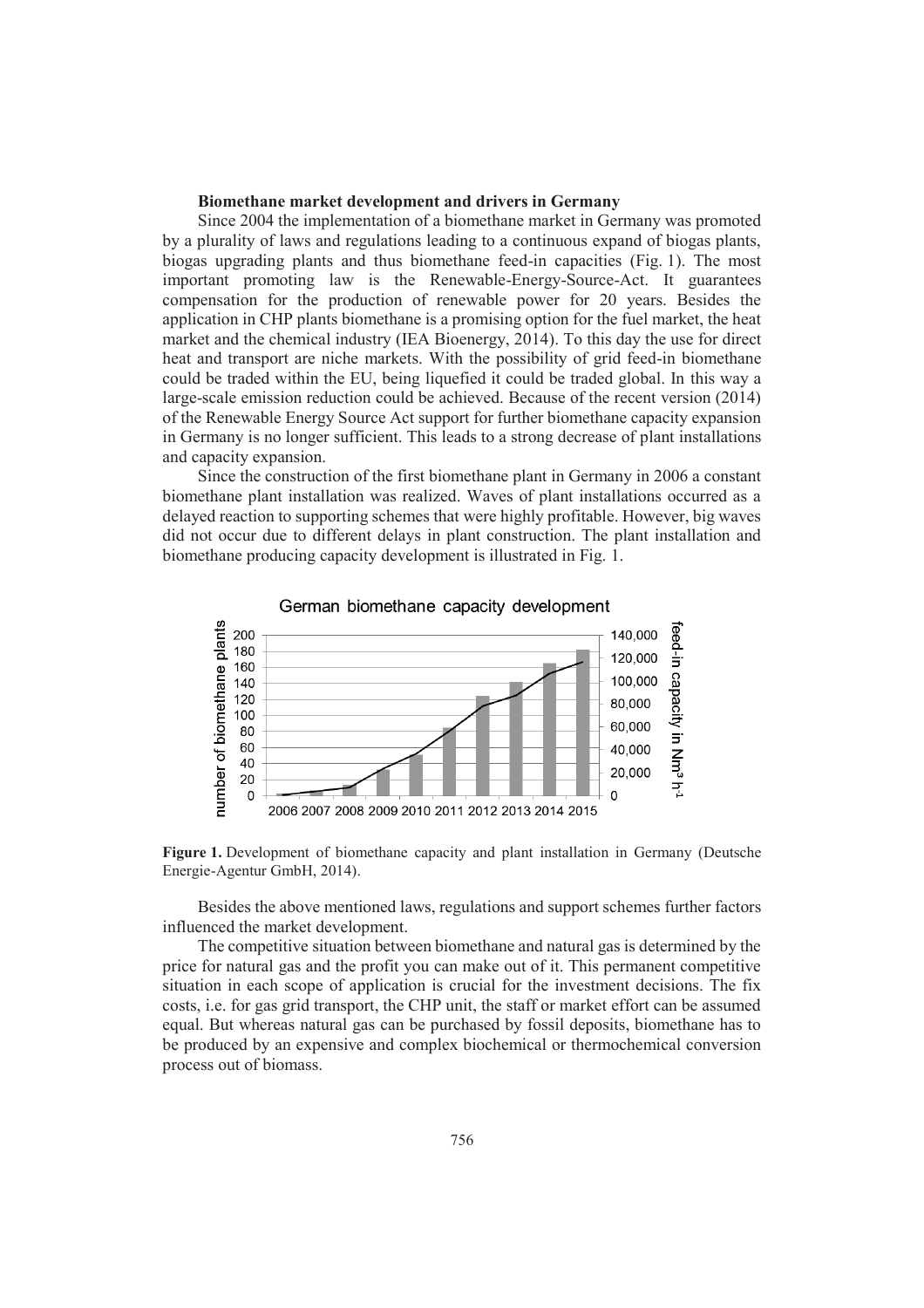**Biomethane market development and drivers in Germany**

Since 2004 the implementation of a biomethane market in Germany was promoted by a plurality of laws and regulations leading to a continuous expand of biogas plants, biogas upgrading plants and thus biomethane feed-in capacities (Fig. 1). The most important promoting law is the Renewable-Energy-Source-Act. It guarantees compensation for the production of renewable power for 20 years. Besides the application in CHP plants biomethane is a promising option for the fuel market, the heat market and the chemical industry (IEA Bioenergy, 2014). To this day the use for direct heat and transport are niche markets. With the possibility of grid feed-in biomethane could be traded within the EU, being liquefied it could be traded global. In this way a large-scale emission reduction could be achieved. Because of the recent version (2014) of the Renewable Energy Source Act support for further biomethane capacity expansion in Germany is no longer sufficient. This leads to a strong decrease of plant installations and capacity expansion.

Since the construction of the first biomethane plant in Germany in 2006 a constant biomethane plant installation was realized. Waves of plant installations occurred as a delayed reaction to supporting schemes that were highly profitable. However, big waves did not occur due to different delays in plant construction. The plant installation and biomethane producing capacity development is illustrated in Fig. 1.

**Figure 1.** Development of biomethane capacity and plant installation in Germany (Deutsche Energie-Agentur GmbH, 2014).

Besides the above mentioned laws, regulations and support schemes further factors influenced the market development.

The competitive situation between biomethane and natural gas is determined by the price for natural gas and the profit you can make out of it. This permanent competitive situation in each scope of application is crucial for the investment decisions. The fix costs, i.e. for gas grid transport, the CHP unit, the staff or market effort can be assumed equal. But whereas natural gas can be purchased by fossil deposits, biomethane has to be produced by an expensive and complex biochemical or thermochemical conversion process out of biomass.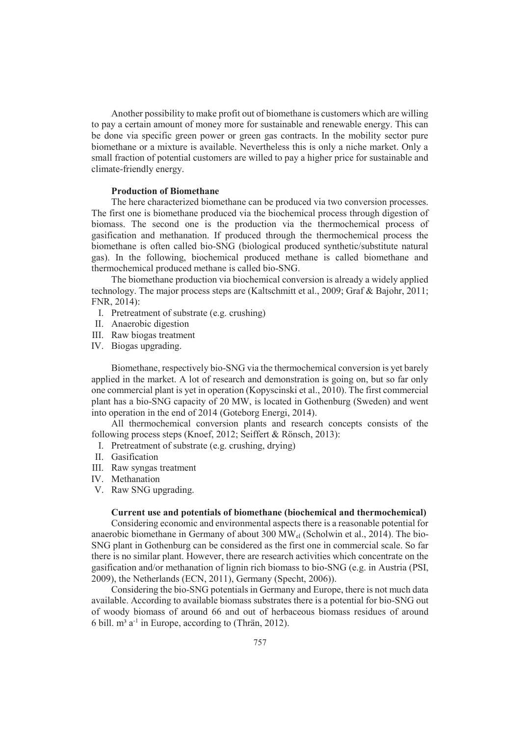Another possibility to make profit out of biomethane is customers which are willing to pay a certain amount of money more for sustainable and renewable energy. This can be done via specific green power or green gas contracts. In the mobility sector pure biomethane or a mixture is available. Nevertheless this is only a niche market. Only a small fraction of potential customers are willed to pay a higher price for sustainable and climate-friendly energy.

## Production of Biomethane

The here characterized biomethane can be produced via two conversion processes. The first one is biomethane produced via the biochemical process through digestion of biomass. The second one is the production via the thermochemical process of gasification and methanation. If produced through the thermochemical process the biomethane is often called bio-SNG (biological produced synthetic/substitute natural gas). In the following, biochemical produced methane is called biomethane and thermochemical produced methane is called bio-SNG.

The biomethane production via biochemical conversion is already a widely applied technology. The major process steps are (Kaltschmitt et al., 2009; Graf & Bajohr, 2011; FNR, 2014):

I. Pretreatment of substrate (e.g. crushing)
II. Anaerobic digestion
III. Raw biogas treatment
IV. Biogas upgrading.

Biomethane, respectively bio-SNG via the thermochemical conversion is yet barely applied in the market. A lot of research and demonstration is going on, but so far only one commercial plant is yet in operation (Kopyscinski et al., 2010). The first commercial plant has a bio-SNG capacity of 20 MW, is located in Gothenburg (Sweden) and went into operation in the end of 2014 (Goteborg Energi, 2014).

All thermochemical conversion plants and research concepts consists of the following process steps (Knoef, 2012; Seiffert & Rönsch, 2013):

I. Pretreatment of substrate (e.g. crushing, drying)
II. Gasification
III. Raw syngas treatment
IV. Methanation
V. Raw SNG upgrading.

## Current use and potentials of biomethane (biochemical and thermochemical)

Considering economic and environmental aspects there is a reasonable potential for anaerobic biomethane in Germany of about 300 $MW_{el}$ (Scholwin et al., 2014). The bio-SNG plant in Gothenburg can be considered as the first one in commercial scale. So far there is no similar plant. However, there are research activities which concentrate on the gasification and/or methanation of lignin rich biomass to bio-SNG (e.g. in Austria (PSI, 2009), the Netherlands (ECN, 2011), Germany (Specht, 2006)).

Considering the bio-SNG potentials in Germany and Europe, there is not much data available. According to available biomass substrates there is a potential for bio-SNG out of woody biomass of around 66 and out of herbaceous biomass residues of around 6 bill. $m^3\ a^{-1}$ in Europe, according to (Thrän, 2012).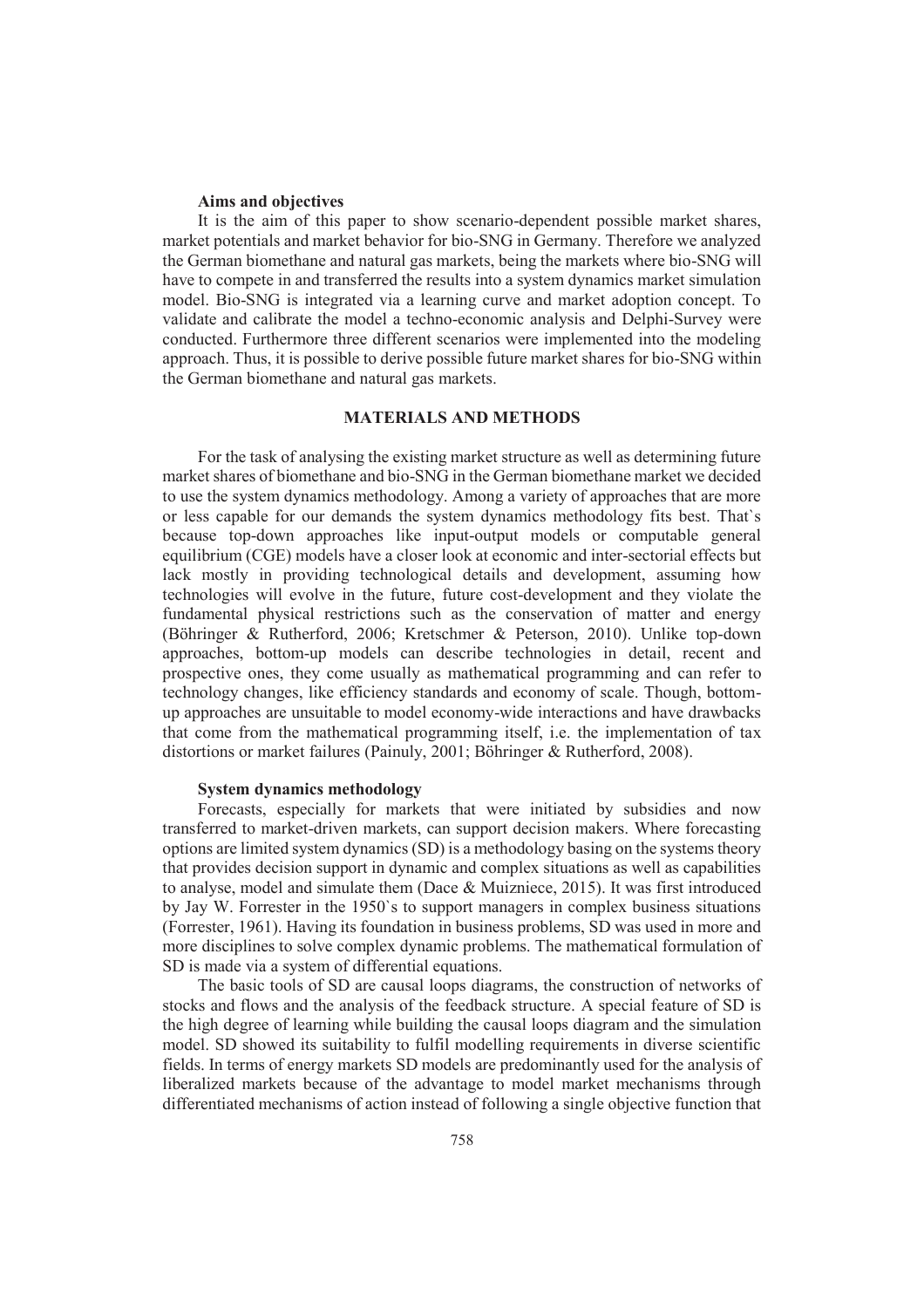**Aims and objectives**

It is the aim of this paper to show scenario-dependent possible market shares, market potentials and market behavior for bio-SNG in Germany. Therefore we analyzed the German biomethane and natural gas markets, being the markets where bio-SNG will have to compete in and transferred the results into a system dynamics market simulation model. Bio-SNG is integrated via a learning curve and market adoption concept. To validate and calibrate the model a techno-economic analysis and Delphi-Survey were conducted. Furthermore three different scenarios were implemented into the modeling approach. Thus, it is possible to derive possible future market shares for bio-SNG within the German biomethane and natural gas markets.

## MATERIALS AND METHODS

For the task of analysing the existing market structure as well as determining future market shares of biomethane and bio-SNG in the German biomethane market we decided to use the system dynamics methodology. Among a variety of approaches that are more or less capable for our demands the system dynamics methodology fits best. That`s because top-down approaches like input-output models or computable general equilibrium (CGE) models have a closer look at economic and inter-sectorial effects but lack mostly in providing technological details and development, assuming how technologies will evolve in the future, future cost-development and they violate the fundamental physical restrictions such as the conservation of matter and energy (Böhringer & Rutherford, 2006; Kretschmer & Peterson, 2010). Unlike top-down approaches, bottom-up models can describe technologies in detail, recent and prospective ones, they come usually as mathematical programming and can refer to technology changes, like efficiency standards and economy of scale. Though, bottom-up approaches are unsuitable to model economy-wide interactions and have drawbacks that come from the mathematical programming itself, i.e. the implementation of tax distortions or market failures (Painuly, 2001; Böhringer & Rutherford, 2008).

**System dynamics methodology**

Forecasts, especially for markets that were initiated by subsidies and now transferred to market-driven markets, can support decision makers. Where forecasting options are limited system dynamics (SD) is a methodology basing on the systems theory that provides decision support in dynamic and complex situations as well as capabilities to analyse, model and simulate them (Dace & Muizniece, 2015). It was first introduced by Jay W. Forrester in the 1950`s to support managers in complex business situations (Forrester, 1961). Having its foundation in business problems, SD was used in more and more disciplines to solve complex dynamic problems. The mathematical formulation of SD is made via a system of differential equations.

The basic tools of SD are causal loops diagrams, the construction of networks of stocks and flows and the analysis of the feedback structure. A special feature of SD is the high degree of learning while building the causal loops diagram and the simulation model. SD showed its suitability to fulfil modelling requirements in diverse scientific fields. In terms of energy markets SD models are predominantly used for the analysis of liberalized markets because of the advantage to model market mechanisms through differentiated mechanisms of action instead of following a single objective function that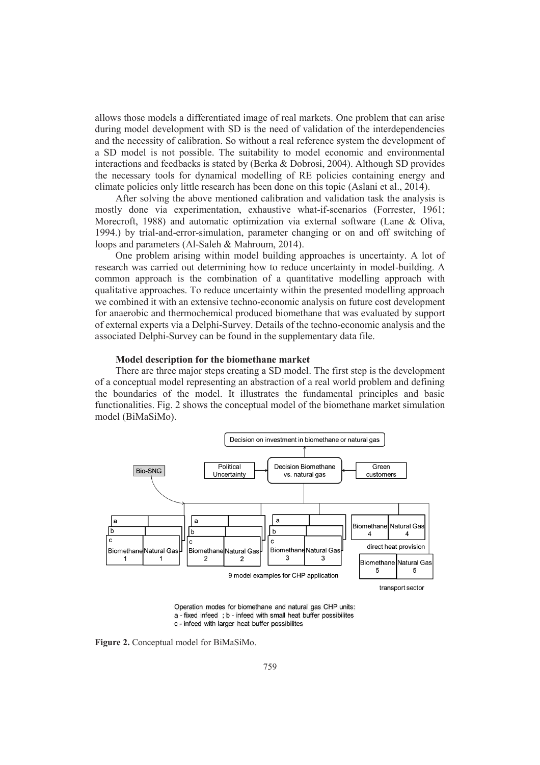allows those models a differentiated image of real markets. One problem that can arise during model development with SD is the need of validation of the interdependencies and the necessity of calibration. So without a real reference system the development of a SD model is not possible. The suitability to model economic and environmental interactions and feedbacks is stated by (Berka & Dobrosi, 2004). Although SD provides the necessary tools for dynamical modelling of RE policies containing energy and climate policies only little research has been done on this topic (Aslani et al., 2014).

After solving the above mentioned calibration and validation task the analysis is mostly done via experimentation, exhaustive what-if-scenarios (Forrester, 1961; Morecroft, 1988) and automatic optimization via external software (Lane & Oliva, 1994.) by trial-and-error-simulation, parameter changing or on and off switching of loops and parameters (Al-Saleh & Mahroum, 2014).

One problem arising within model building approaches is uncertainty. A lot of research was carried out determining how to reduce uncertainty in model-building. A common approach is the combination of a quantitative modelling approach with qualitative approaches. To reduce uncertainty within the presented modelling approach we combined it with an extensive techno-economic analysis on future cost development for anaerobic and thermochemical produced biomethane that was evaluated by support of external experts via a Delphi-Survey. Details of the techno-economic analysis and the associated Delphi-Survey can be found in the supplementary data file.

**Model description for the biomethane market**

There are three major steps creating a SD model. The first step is the development of a conceptual model representing an abstraction of a real world problem and defining the boundaries of the model. It illustrates the fundamental principles and basic functionalities. Fig. 2 shows the conceptual model of the biomethane market simulation model (BiMaSiMo).

Decision on investment in biomethane or natural gas

Bio-SNG | Political Uncertainty | Decision Biomethane vs. natural gas | Green customers

a, b, c: Biomethane 1 | Natural Gas 1; Biomethane 2 | Natural Gas 2; Biomethane 3 | Natural Gas 3

9 model examples for CHP application

Biomethane 4 | Natural Gas 4 — direct heat provision

Biomethane 5 | Natural Gas 5 — transport sector

Operation modes for biomethane and natural gas CHP units:
a - fixed infeed ; b - infeed with small heat buffer possibilites
c - infeed with larger heat buffer possibilites

**Figure 2.** Conceptual model for BiMaSiMo.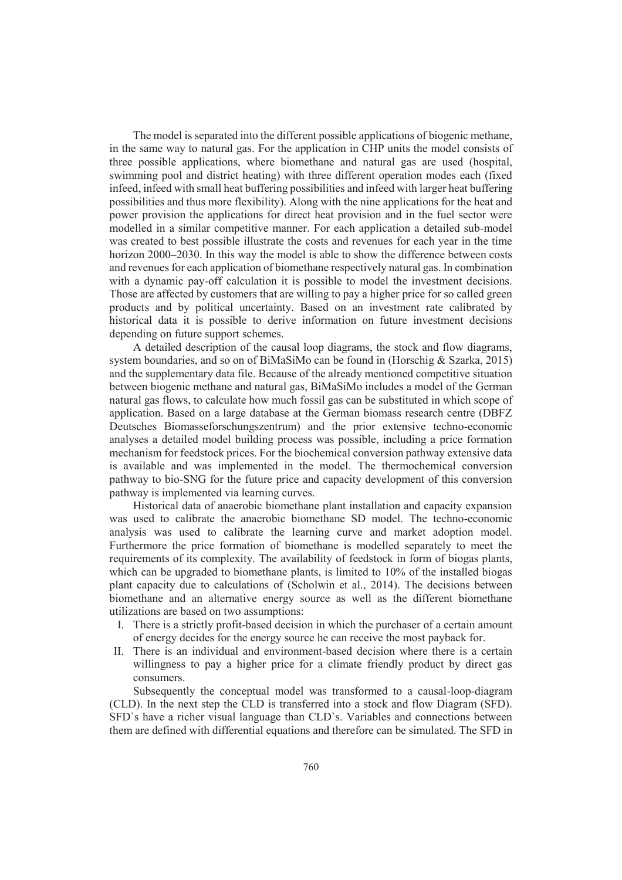The model is separated into the different possible applications of biogenic methane, in the same way to natural gas. For the application in CHP units the model consists of three possible applications, where biomethane and natural gas are used (hospital, swimming pool and district heating) with three different operation modes each (fixed infeed, infeed with small heat buffering possibilities and infeed with larger heat buffering possibilities and thus more flexibility). Along with the nine applications for the heat and power provision the applications for direct heat provision and in the fuel sector were modelled in a similar competitive manner. For each application a detailed sub-model was created to best possible illustrate the costs and revenues for each year in the time horizon 2000–2030. In this way the model is able to show the difference between costs and revenues for each application of biomethane respectively natural gas. In combination with a dynamic pay-off calculation it is possible to model the investment decisions. Those are affected by customers that are willing to pay a higher price for so called green products and by political uncertainty. Based on an investment rate calibrated by historical data it is possible to derive information on future investment decisions depending on future support schemes.

A detailed description of the causal loop diagrams, the stock and flow diagrams, system boundaries, and so on of BiMaSiMo can be found in (Horschig & Szarka, 2015) and the supplementary data file. Because of the already mentioned competitive situation between biogenic methane and natural gas, BiMaSiMo includes a model of the German natural gas flows, to calculate how much fossil gas can be substituted in which scope of application. Based on a large database at the German biomass research centre (DBFZ Deutsches Biomasseforschungszentrum) and the prior extensive techno-economic analyses a detailed model building process was possible, including a price formation mechanism for feedstock prices. For the biochemical conversion pathway extensive data is available and was implemented in the model. The thermochemical conversion pathway to bio-SNG for the future price and capacity development of this conversion pathway is implemented via learning curves.

Historical data of anaerobic biomethane plant installation and capacity expansion was used to calibrate the anaerobic biomethane SD model. The techno-economic analysis was used to calibrate the learning curve and market adoption model. Furthermore the price formation of biomethane is modelled separately to meet the requirements of its complexity. The availability of feedstock in form of biogas plants, which can be upgraded to biomethane plants, is limited to 10% of the installed biogas plant capacity due to calculations of (Scholwin et al., 2014). The decisions between biomethane and an alternative energy source as well as the different biomethane utilizations are based on two assumptions:

I. There is a strictly profit-based decision in which the purchaser of a certain amount of energy decides for the energy source he can receive the most payback for.
II. There is an individual and environment-based decision where there is a certain willingness to pay a higher price for a climate friendly product by direct gas consumers.

Subsequently the conceptual model was transformed to a causal-loop-diagram (CLD). In the next step the CLD is transferred into a stock and flow Diagram (SFD). SFD`s have a richer visual language than CLD`s. Variables and connections between them are defined with differential equations and therefore can be simulated. The SFD in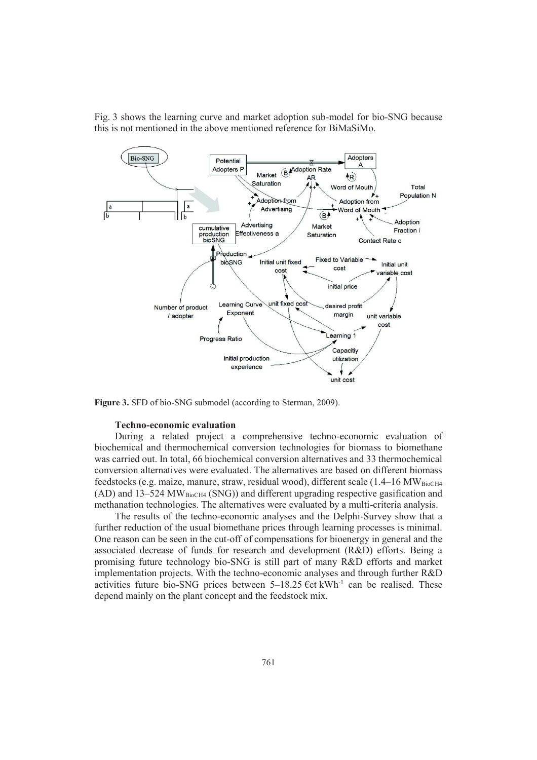Fig. 3 shows the learning curve and market adoption sub-model for bio-SNG because this is not mentioned in the above mentioned reference for BiMaSiMo.

**Figure 3.** SFD of bio-SNG submodel (according to Sterman, 2009).

### Techno-economic evaluation

During a related project a comprehensive techno-economic evaluation of biochemical and thermochemical conversion technologies for biomass to biomethane was carried out. In total, 66 biochemical conversion alternatives and 33 thermochemical conversion alternatives were evaluated. The alternatives are based on different biomass feedstocks (e.g. maize, manure, straw, residual wood), different scale (1.4–16 $MW_{BioCH4}$ (AD) and 13–524 $MW_{BioCH4}$ (SNG)) and different upgrading respective gasification and methanation technologies. The alternatives were evaluated by a multi-criteria analysis.

The results of the techno-economic analyses and the Delphi-Survey show that a further reduction of the usual biomethane prices through learning processes is minimal. One reason can be seen in the cut-off of compensations for bioenergy in general and the associated decrease of funds for research and development (R&D) efforts. Being a promising future technology bio-SNG is still part of many R&D efforts and market implementation projects. With the techno-economic analyses and through further R&D activities future bio-SNG prices between 5–18.25 €ct $kWh^{-1}$ can be realised. These depend mainly on the plant concept and the feedstock mix.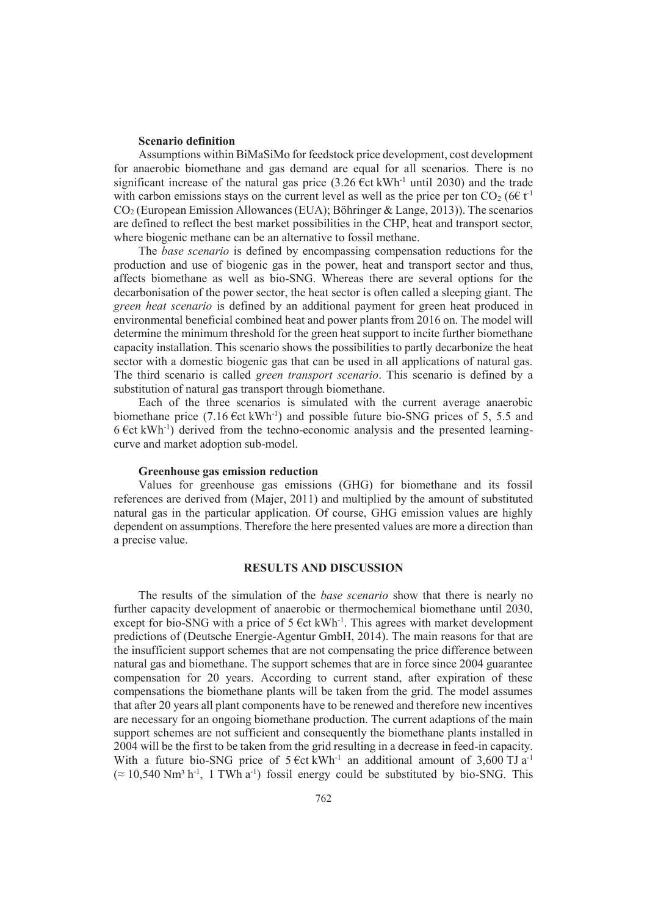**Scenario definition**

Assumptions within BiMaSiMo for feedstock price development, cost development for anaerobic biomethane and gas demand are equal for all scenarios. There is no significant increase of the natural gas price (3.26 €ct $kWh^{-1}$ until 2030) and the trade with carbon emissions stays on the current level as well as the price per ton $CO_2$ (6€ $t^{-1}$ $CO_2$ (European Emission Allowances (EUA); Böhringer & Lange, 2013)). The scenarios are defined to reflect the best market possibilities in the CHP, heat and transport sector, where biogenic methane can be an alternative to fossil methane.

The *base scenario* is defined by encompassing compensation reductions for the production and use of biogenic gas in the power, heat and transport sector and thus, affects biomethane as well as bio-SNG. Whereas there are several options for the decarbonisation of the power sector, the heat sector is often called a sleeping giant. The *green heat scenario* is defined by an additional payment for green heat produced in environmental beneficial combined heat and power plants from 2016 on. The model will determine the minimum threshold for the green heat support to incite further biomethane capacity installation. This scenario shows the possibilities to partly decarbonize the heat sector with a domestic biogenic gas that can be used in all applications of natural gas. The third scenario is called *green transport scenario*. This scenario is defined by a substitution of natural gas transport through biomethane.

Each of the three scenarios is simulated with the current average anaerobic biomethane price (7.16 €ct $kWh^{-1}$) and possible future bio-SNG prices of 5, 5.5 and 6 €ct $kWh^{-1}$) derived from the techno-economic analysis and the presented learning-curve and market adoption sub-model.

**Greenhouse gas emission reduction**

Values for greenhouse gas emissions (GHG) for biomethane and its fossil references are derived from (Majer, 2011) and multiplied by the amount of substituted natural gas in the particular application. Of course, GHG emission values are highly dependent on assumptions. Therefore the here presented values are more a direction than a precise value.

## RESULTS AND DISCUSSION

The results of the simulation of the *base scenario* show that there is nearly no further capacity development of anaerobic or thermochemical biomethane until 2030, except for bio-SNG with a price of 5 €ct $kWh^{-1}$. This agrees with market development predictions of (Deutsche Energie-Agentur GmbH, 2014). The main reasons for that are the insufficient support schemes that are not compensating the price difference between natural gas and biomethane. The support schemes that are in force since 2004 guarantee compensation for 20 years. According to current stand, after expiration of these compensations the biomethane plants will be taken from the grid. The model assumes that after 20 years all plant components have to be renewed and therefore new incentives are necessary for an ongoing biomethane production. The current adaptions of the main support schemes are not sufficient and consequently the biomethane plants installed in 2004 will be the first to be taken from the grid resulting in a decrease in feed-in capacity. With a future bio-SNG price of 5 €ct $kWh^{-1}$ an additional amount of 3,600 TJ $a^{-1}$ ($\approx$ 10,540 $Nm^3$ $h^{-1}$, 1 TWh $a^{-1}$) fossil energy could be substituted by bio-SNG. This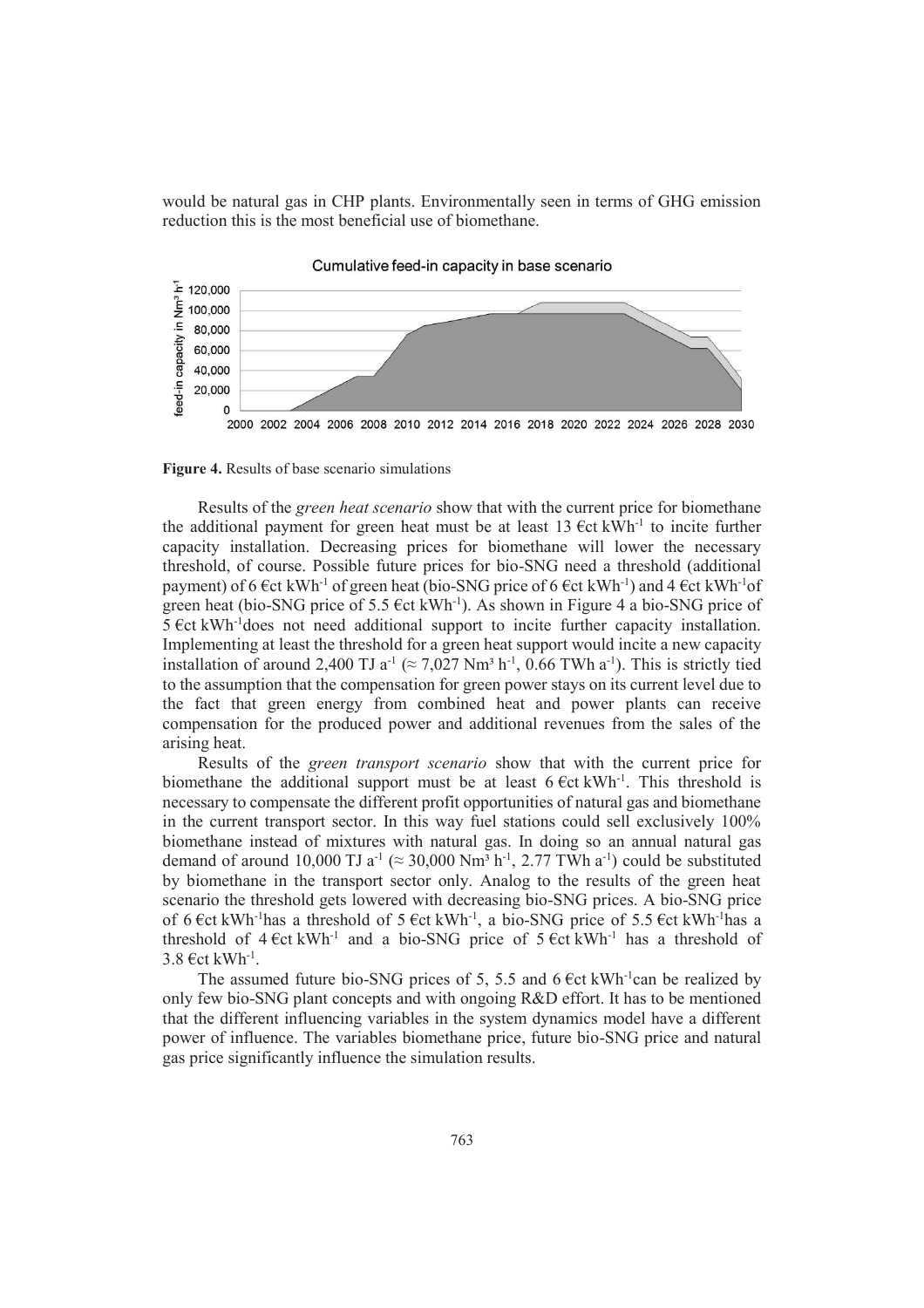would be natural gas in CHP plants. Environmentally seen in terms of GHG emission reduction this is the most beneficial use of biomethane.

**Figure 4.** Results of base scenario simulations

Results of the *green heat scenario* show that with the current price for biomethane the additional payment for green heat must be at least 13 €ct kWh$^{-1}$ to incite further capacity installation. Decreasing prices for biomethane will lower the necessary threshold, of course. Possible future prices for bio-SNG need a threshold (additional payment) of 6 €ct kWh$^{-1}$ of green heat (bio-SNG price of 6 €ct kWh$^{-1}$) and 4 €ct kWh$^{-1}$of green heat (bio-SNG price of 5.5 €ct kWh$^{-1}$). As shown in Figure 4 a bio-SNG price of 5 €ct kWh$^{-1}$does not need additional support to incite further capacity installation. Implementing at least the threshold for a green heat support would incite a new capacity installation of around 2,400 TJ a$^{-1}$ (≈ 7,027 Nm³ h$^{-1}$, 0.66 TWh a$^{-1}$). This is strictly tied to the assumption that the compensation for green power stays on its current level due to the fact that green energy from combined heat and power plants can receive compensation for the produced power and additional revenues from the sales of the arising heat.

Results of the *green transport scenario* show that with the current price for biomethane the additional support must be at least 6 €ct kWh$^{-1}$. This threshold is necessary to compensate the different profit opportunities of natural gas and biomethane in the current transport sector. In this way fuel stations could sell exclusively 100% biomethane instead of mixtures with natural gas. In doing so an annual natural gas demand of around 10,000 TJ a$^{-1}$ (≈ 30,000 Nm³ h$^{-1}$, 2.77 TWh a$^{-1}$) could be substituted by biomethane in the transport sector only. Analog to the results of the green heat scenario the threshold gets lowered with decreasing bio-SNG prices. A bio-SNG price of 6 €ct kWh$^{-1}$has a threshold of 5 €ct kWh$^{-1}$, a bio-SNG price of 5.5 €ct kWh$^{-1}$has a threshold of 4 €ct kWh$^{-1}$ and a bio-SNG price of 5 €ct kWh$^{-1}$ has a threshold of 3.8 €ct kWh$^{-1}$.

The assumed future bio-SNG prices of 5, 5.5 and 6 €ct kWh$^{-1}$can be realized by only few bio-SNG plant concepts and with ongoing R&D effort. It has to be mentioned that the different influencing variables in the system dynamics model have a different power of influence. The variables biomethane price, future bio-SNG price and natural gas price significantly influence the simulation results.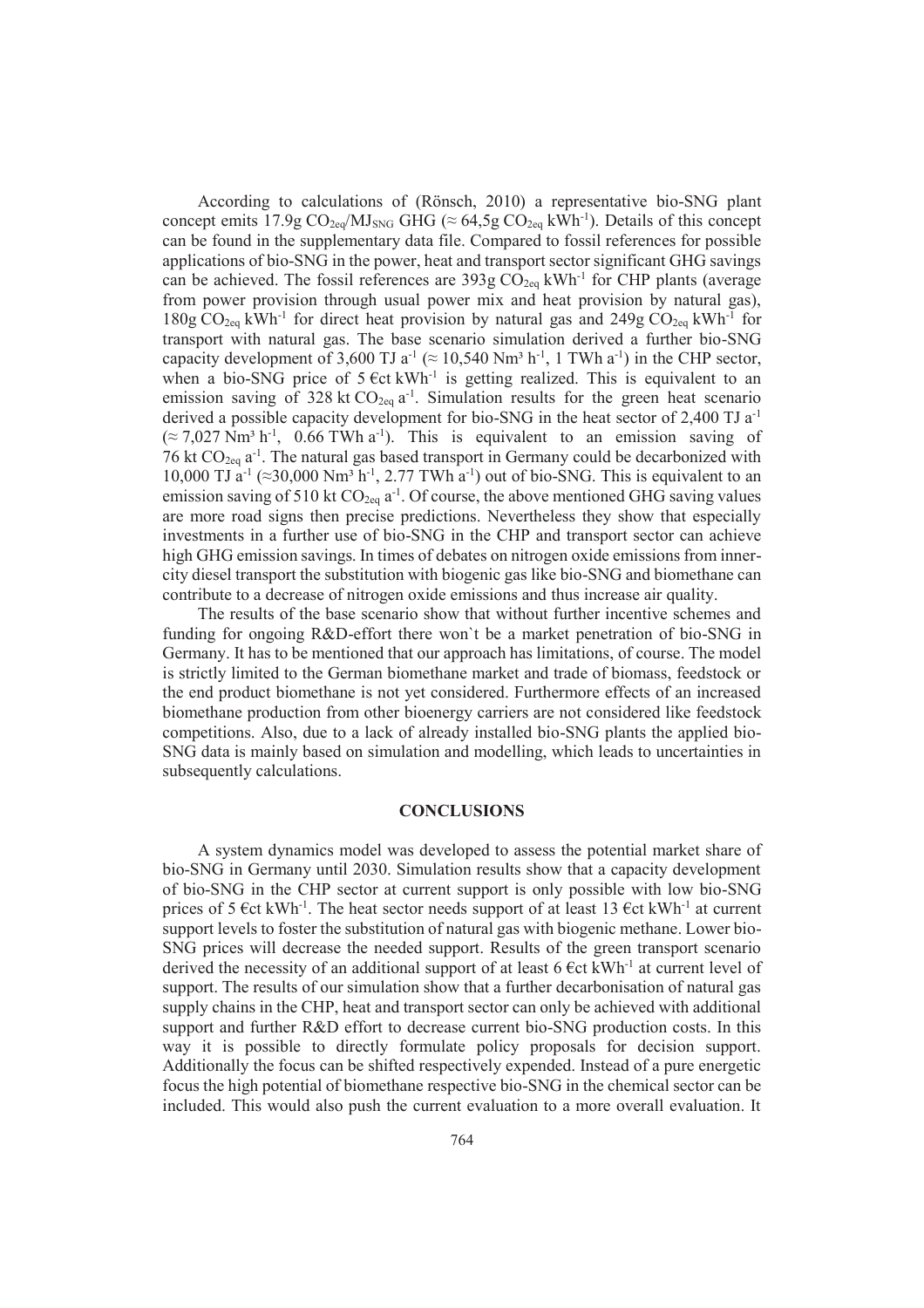According to calculations of (Rönsch, 2010) a representative bio-SNG plant concept emits 17.9g $CO_{2eq}/MJ_{SNG}$ GHG (≈ 64,5g $CO_{2eq}$ $kWh^{-1}$). Details of this concept can be found in the supplementary data file. Compared to fossil references for possible applications of bio-SNG in the power, heat and transport sector significant GHG savings can be achieved. The fossil references are 393g $CO_{2eq}$ $kWh^{-1}$ for CHP plants (average from power provision through usual power mix and heat provision by natural gas), 180g $CO_{2eq}$ $kWh^{-1}$ for direct heat provision by natural gas and 249g $CO_{2eq}$ $kWh^{-1}$ for transport with natural gas. The base scenario simulation derived a further bio-SNG capacity development of 3,600 TJ $a^{-1}$ (≈ 10,540 Nm³ $h^{-1}$, 1 TWh $a^{-1}$) in the CHP sector, when a bio-SNG price of 5 €ct $kWh^{-1}$ is getting realized. This is equivalent to an emission saving of 328 kt $CO_{2eq}$ $a^{-1}$. Simulation results for the green heat scenario derived a possible capacity development for bio-SNG in the heat sector of 2,400 TJ $a^{-1}$ (≈ 7,027 Nm³ $h^{-1}$, 0.66 TWh $a^{-1}$). This is equivalent to an emission saving of 76 kt $CO_{2eq}$ $a^{-1}$. The natural gas based transport in Germany could be decarbonized with 10,000 TJ $a^{-1}$ (≈30,000 Nm³ $h^{-1}$, 2.77 TWh $a^{-1}$) out of bio-SNG. This is equivalent to an emission saving of 510 kt $CO_{2eq}$ $a^{-1}$. Of course, the above mentioned GHG saving values are more road signs then precise predictions. Nevertheless they show that especially investments in a further use of bio-SNG in the CHP and transport sector can achieve high GHG emission savings. In times of debates on nitrogen oxide emissions from inner-city diesel transport the substitution with biogenic gas like bio-SNG and biomethane can contribute to a decrease of nitrogen oxide emissions and thus increase air quality.

The results of the base scenario show that without further incentive schemes and funding for ongoing R&D-effort there won`t be a market penetration of bio-SNG in Germany. It has to be mentioned that our approach has limitations, of course. The model is strictly limited to the German biomethane market and trade of biomass, feedstock or the end product biomethane is not yet considered. Furthermore effects of an increased biomethane production from other bioenergy carriers are not considered like feedstock competitions. Also, due to a lack of already installed bio-SNG plants the applied bio-SNG data is mainly based on simulation and modelling, which leads to uncertainties in subsequently calculations.

## CONCLUSIONS

A system dynamics model was developed to assess the potential market share of bio-SNG in Germany until 2030. Simulation results show that a capacity development of bio-SNG in the CHP sector at current support is only possible with low bio-SNG prices of 5 €ct $kWh^{-1}$. The heat sector needs support of at least 13 €ct $kWh^{-1}$ at current support levels to foster the substitution of natural gas with biogenic methane. Lower bio-SNG prices will decrease the needed support. Results of the green transport scenario derived the necessity of an additional support of at least 6 €ct $kWh^{-1}$ at current level of support. The results of our simulation show that a further decarbonisation of natural gas supply chains in the CHP, heat and transport sector can only be achieved with additional support and further R&D effort to decrease current bio-SNG production costs. In this way it is possible to directly formulate policy proposals for decision support. Additionally the focus can be shifted respectively expended. Instead of a pure energetic focus the high potential of biomethane respective bio-SNG in the chemical sector can be included. This would also push the current evaluation to a more overall evaluation. It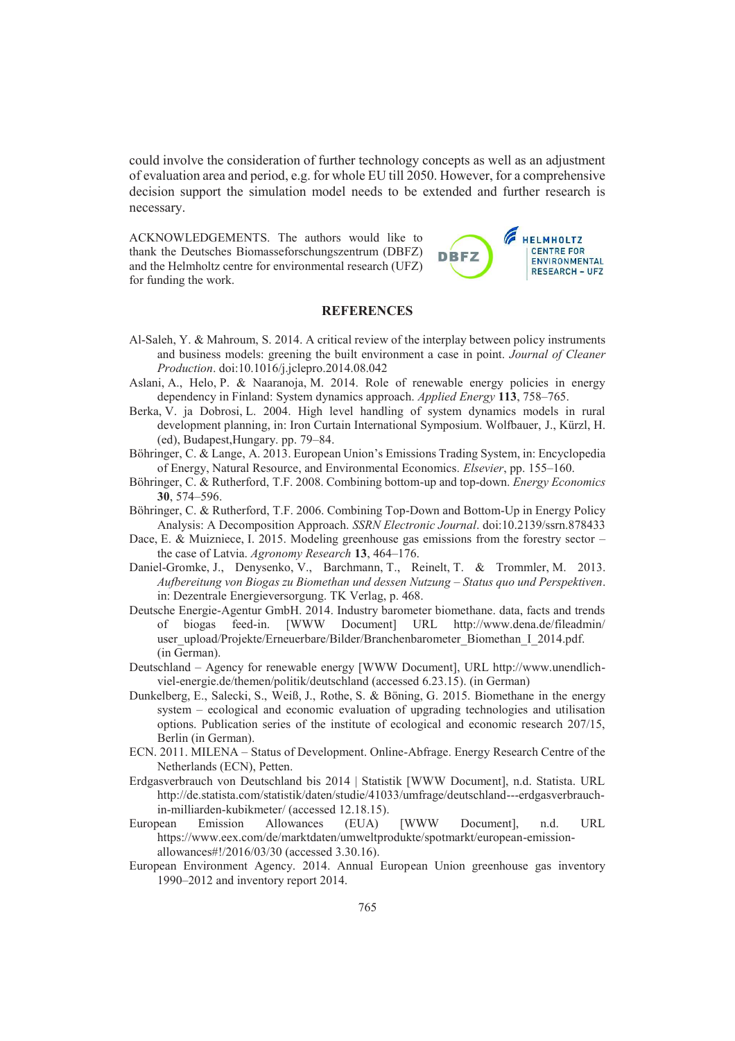could involve the consideration of further technology concepts as well as an adjustment of evaluation area and period, e.g. for whole EU till 2050. However, for a comprehensive decision support the simulation model needs to be extended and further research is necessary.

ACKNOWLEDGEMENTS. The authors would like to thank the Deutsches Biomasseforschungszentrum (DBFZ) and the Helmholtz centre for environmental research (UFZ) for funding the work.

## REFERENCES

Al-Saleh, Y. & Mahroum, S. 2014. A critical review of the interplay between policy instruments and business models: greening the built environment a case in point. *Journal of Cleaner Production*. doi:10.1016/j.jclepro.2014.08.042

Aslani, A., Helo, P. & Naaranoja, M. 2014. Role of renewable energy policies in energy dependency in Finland: System dynamics approach. *Applied Energy* **113**, 758–765.

Berka, V. ja Dobrosi, L. 2004. High level handling of system dynamics models in rural development planning, in: Iron Curtain International Symposium. Wolfbauer, J., Kürzl, H. (ed), Budapest,Hungary. pp. 79–84.

Böhringer, C. & Lange, A. 2013. European Union's Emissions Trading System, in: Encyclopedia of Energy, Natural Resource, and Environmental Economics. *Elsevier*, pp. 155–160.

Böhringer, C. & Rutherford, T.F. 2008. Combining bottom-up and top-down. *Energy Economics* **30**, 574–596.

Böhringer, C. & Rutherford, T.F. 2006. Combining Top-Down and Bottom-Up in Energy Policy Analysis: A Decomposition Approach. *SSRN Electronic Journal*. doi:10.2139/ssrn.878433

Dace, E. & Muizniece, I. 2015. Modeling greenhouse gas emissions from the forestry sector – the case of Latvia. *Agronomy Research* **13**, 464–176.

Daniel-Gromke, J., Denysenko, V., Barchmann, T., Reinelt, T. & Trommler, M. 2013. *Aufbereitung von Biogas zu Biomethan und dessen Nutzung – Status quo und Perspektiven*. in: Dezentrale Energieversorgung. TK Verlag, p. 468.

Deutsche Energie-Agentur GmbH. 2014. Industry barometer biomethane. data, facts and trends of biogas feed-in. [WWW Document] URL http://www.dena.de/fileadmin/user_upload/Projekte/Erneuerbare/Bilder/Branchenbarometer_Biomethan_I_2014.pdf. (in German).

Deutschland – Agency for renewable energy [WWW Document], URL http://www.unendlich-viel-energie.de/themen/politik/deutschland (accessed 6.23.15). (in German)

Dunkelberg, E., Salecki, S., Weiß, J., Rothe, S. & Böning, G. 2015. Biomethane in the energy system – ecological and economic evaluation of upgrading technologies and utilisation options. Publication series of the institute of ecological and economic research 207/15, Berlin (in German).

ECN. 2011. MILENA – Status of Development. Online-Abfrage. Energy Research Centre of the Netherlands (ECN), Petten.

Erdgasverbrauch von Deutschland bis 2014 | Statistik [WWW Document], n.d. Statista. URL http://de.statista.com/statistik/daten/studie/41033/umfrage/deutschland---erdgasverbrauch-in-milliarden-kubikmeter/ (accessed 12.18.15).

European Emission Allowances (EUA) [WWW Document], n.d. URL https://www.eex.com/de/marktdaten/umweltprodukte/spotmarkt/european-emission-allowances#!/2016/03/30 (accessed 3.30.16).

European Environment Agency. 2014. Annual European Union greenhouse gas inventory 1990–2012 and inventory report 2014.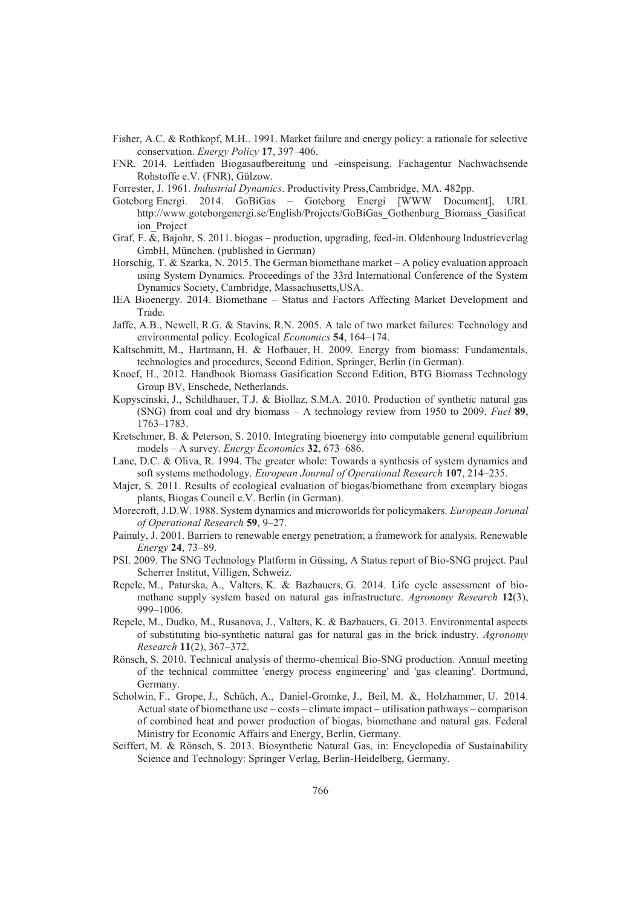Fisher, A.C. & Rothkopf, M.H.. 1991. Market failure and energy policy: a rationale for selective conservation. *Energy Policy* **17**, 397–406.

FNR. 2014. Leitfaden Biogasaufbereitung und -einspeisung. Fachagentur Nachwachsende Rohstoffe e.V. (FNR), Gülzow.

Forrester, J. 1961. *Industrial Dynamics*. Productivity Press,Cambridge, MA. 482pp.

Goteborg Energi. 2014. GoBiGas – Goteborg Energi [WWW Document], URL http://www.goteborgenergi.se/English/Projects/GoBiGas_Gothenburg_Biomass_Gasification_Project

Graf, F. &, Bajohr, S. 2011. biogas – production, upgrading, feed-in. Oldenbourg Industrieverlag GmbH, München. (published in German)

Horschig, T. & Szarka, N. 2015. The German biomethane market – A policy evaluation approach using System Dynamics. Proceedings of the 33rd International Conference of the System Dynamics Society, Cambridge, Massachusetts,USA.

IEA Bioenergy. 2014. Biomethane – Status and Factors Affecting Market Development and Trade.

Jaffe, A.B., Newell, R.G. & Stavins, R.N. 2005. A tale of two market failures: Technology and environmental policy. Ecological *Economics* **54**, 164–174.

Kaltschmitt, M., Hartmann, H. & Hofbauer, H. 2009. Energy from biomass: Fundamentals, technologies and procedures, Second Edition, Springer, Berlin (in German).

Knoef, H., 2012. Handbook Biomass Gasification Second Edition, BTG Biomass Technology Group BV, Enschede, Netherlands.

Kopyscinski, J., Schildhauer, T.J. & Biollaz, S.M.A. 2010. Production of synthetic natural gas (SNG) from coal and dry biomass – A technology review from 1950 to 2009. *Fuel* **89**, 1763–1783.

Kretschmer, B. & Peterson, S. 2010. Integrating bioenergy into computable general equilibrium models – A survey. *Energy Economics* **32**, 673–686.

Lane, D.C. & Oliva, R. 1994. The greater whole: Towards a synthesis of system dynamics and soft systems methodology. *European Journal of Operational Research* **107**, 214–235.

Majer, S. 2011. Results of ecological evaluation of biogas/biomethane from exemplary biogas plants, Biogas Council e.V. Berlin (in German).

Morecroft, J.D.W. 1988. System dynamics and microworlds for policymakers. *European Jorunal of Operational Research* **59**, 9–27.

Painuly, J. 2001. Barriers to renewable energy penetration; a framework for analysis. Renewable *Energy* **24**, 73–89.

PSI. 2009. The SNG Technology Platform in Güssing, A Status report of Bio-SNG project. Paul Scherrer Institut, Villigen, Schweiz.

Repele, M., Paturska, A., Valters, K. & Bazbauers, G. 2014. Life cycle assessment of biomethane supply system based on natural gas infrastructure. *Agronomy Research* **12**(3), 999–1006.

Repele, M., Dudko, M., Rusanova, J., Valters, K. & Bazbauers, G. 2013. Environmental aspects of substituting bio-synthetic natural gas for natural gas in the brick industry. *Agronomy Research* **11**(2), 367–372.

Rönsch, S. 2010. Technical analysis of thermo-chemical Bio-SNG production. Annual meeting of the technical committee 'energy process engineering' and 'gas cleaning'. Dortmund, Germany.

Scholwin, F., Grope, J., Schüch, A., Daniel-Gromke, J., Beil, M. &, Holzhammer, U. 2014. Actual state of biomethane use – costs – climate impact – utilisation pathways – comparison of combined heat and power production of biogas, biomethane and natural gas. Federal Ministry for Economic Affairs and Energy, Berlin, Germany.

Seiffert, M. & Rönsch, S. 2013. Biosynthetic Natural Gas, in: Encyclopedia of Sustainability Science and Technology: Springer Verlag, Berlin-Heidelberg, Germany.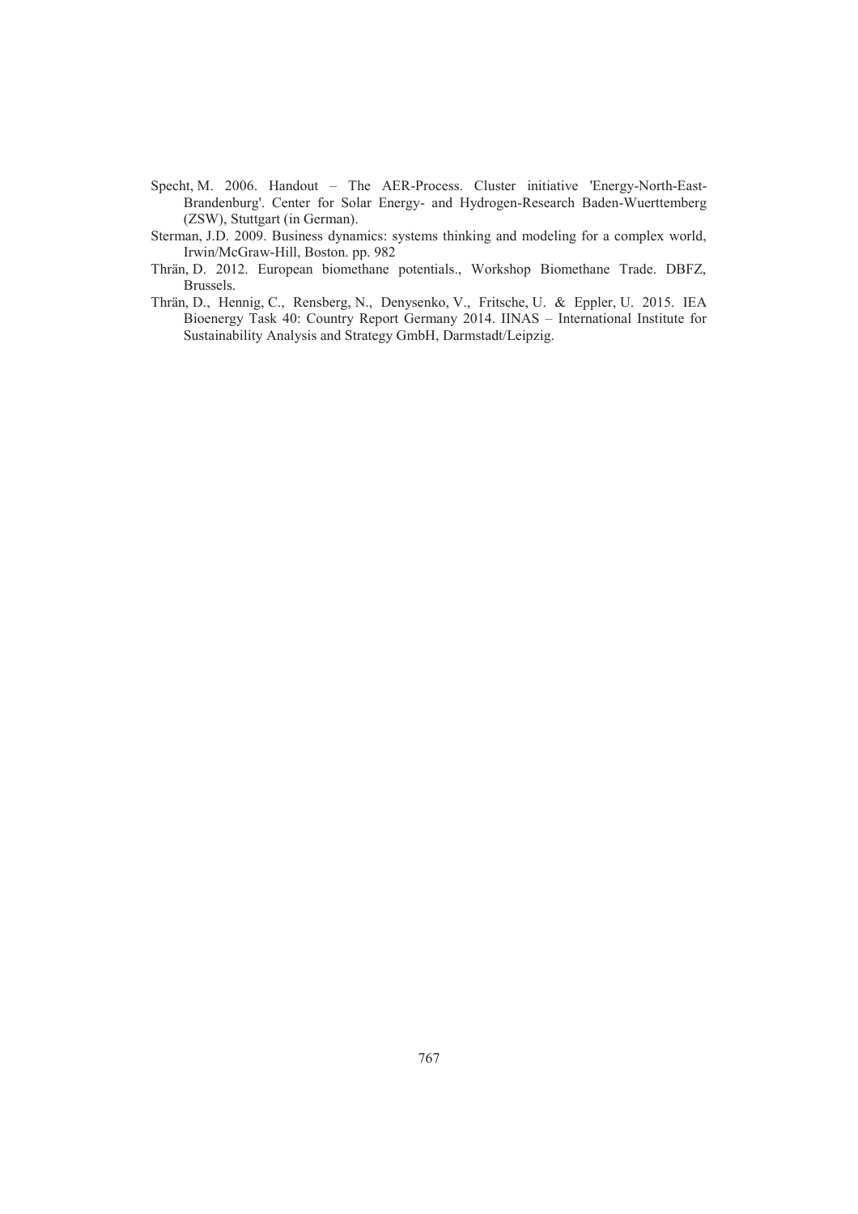Specht, M. 2006. Handout – The AER-Process. Cluster initiative 'Energy-North-East-Brandenburg'. Center for Solar Energy- and Hydrogen-Research Baden-Wuerttemberg (ZSW), Stuttgart (in German).

Sterman, J.D. 2009. Business dynamics: systems thinking and modeling for a complex world, Irwin/McGraw-Hill, Boston. pp. 982

Thrän, D. 2012. European biomethane potentials., Workshop Biomethane Trade. DBFZ, Brussels.

Thrän, D., Hennig, C., Rensberg, N., Denysenko, V., Fritsche, U. & Eppler, U. 2015. IEA Bioenergy Task 40: Country Report Germany 2014. IINAS – International Institute for Sustainability Analysis and Strategy GmbH, Darmstadt/Leipzig.